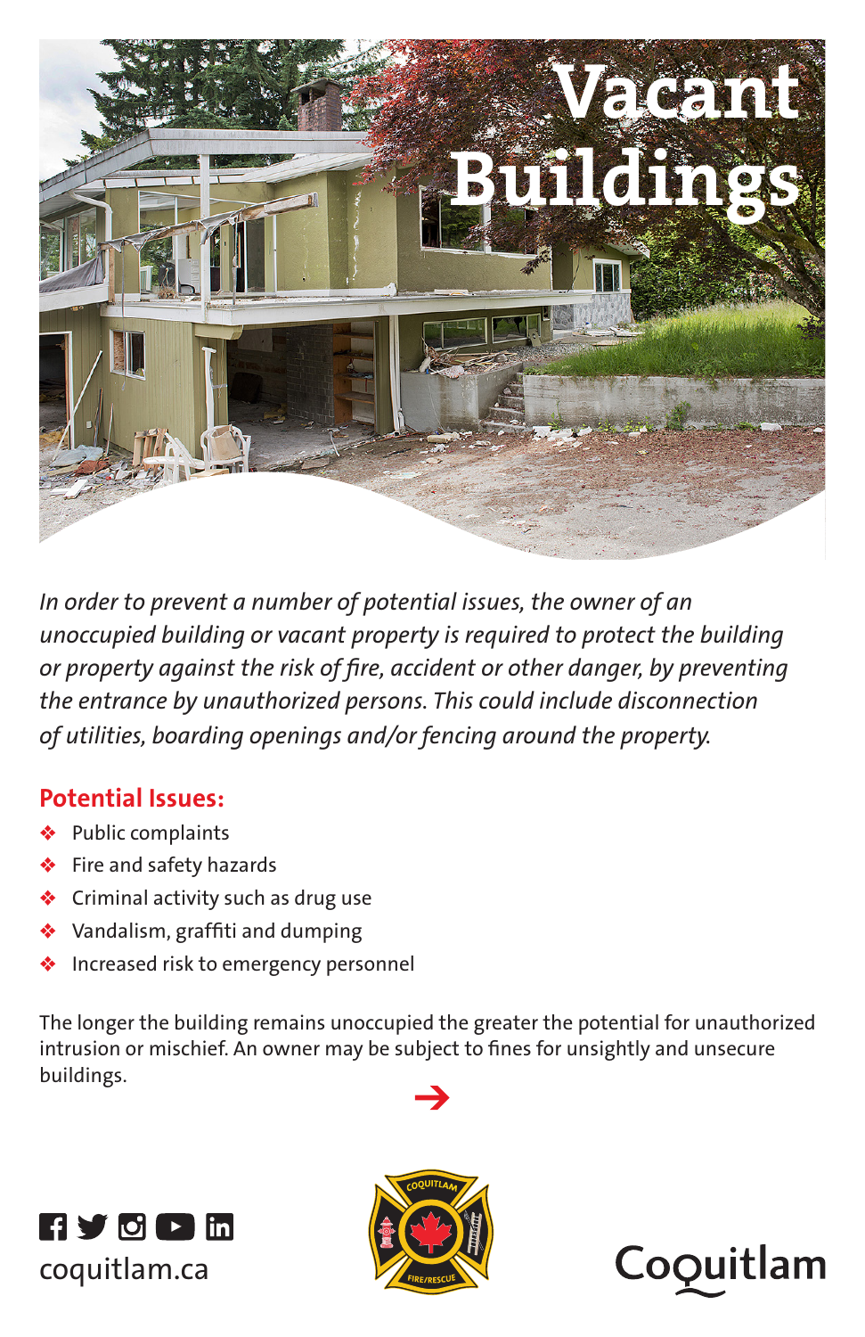# Vacant Buildings

*In order to prevent a number of potential issues, the owner of an unoccupied building or vacant property is required to protect the building or property against the risk of fire, accident or other danger, by preventing the entrance by unauthorized persons. This could include disconnection of utilities, boarding openings and/or fencing around the property.*

## Potential Issues:

- Public complaints
- Fire and safety hazards
- Criminal activity such as drug use
- Vandalism, graffiti and dumping
- Increased risk to emergency personnel

The longer the building remains unoccupied the greater the potential for unauthorized intrusion or mischief. An owner may be subject to fines for unsightly and unsecure buildings.

→

coquitlam.ca

COQUITLAM FIRE/RESCUE

Coquitlam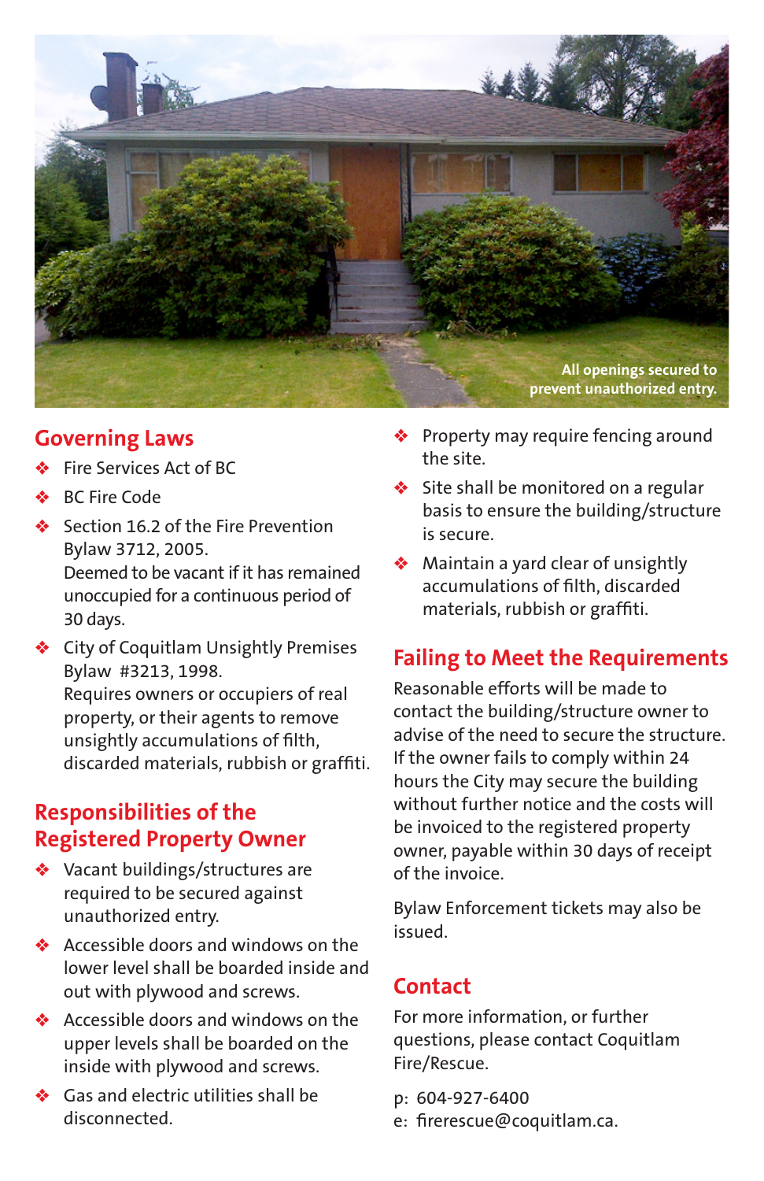All openings secured to prevent unauthorized entry.

## Governing Laws

- Fire Services Act of BC
- BC Fire Code
- Section 16.2 of the Fire Prevention Bylaw 3712, 2005.
  Deemed to be vacant if it has remained unoccupied for a continuous period of 30 days.
- City of Coquitlam Unsightly Premises Bylaw #3213, 1998.
  Requires owners or occupiers of real property, or their agents to remove unsightly accumulations of filth, discarded materials, rubbish or graffiti.

## Responsibilities of the Registered Property Owner

- Vacant buildings/structures are required to be secured against unauthorized entry.
- Accessible doors and windows on the lower level shall be boarded inside and out with plywood and screws.
- Accessible doors and windows on the upper levels shall be boarded on the inside with plywood and screws.
- Gas and electric utilities shall be disconnected.
- Property may require fencing around the site.
- Site shall be monitored on a regular basis to ensure the building/structure is secure.
- Maintain a yard clear of unsightly accumulations of filth, discarded materials, rubbish or graffiti.

## Failing to Meet the Requirements

Reasonable efforts will be made to contact the building/structure owner to advise of the need to secure the structure. If the owner fails to comply within 24 hours the City may secure the building without further notice and the costs will be invoiced to the registered property owner, payable within 30 days of receipt of the invoice.

Bylaw Enforcement tickets may also be issued.

## Contact

For more information, or further questions, please contact Coquitlam Fire/Rescue.

p: 604-927-6400
e: firerescue@coquitlam.ca.